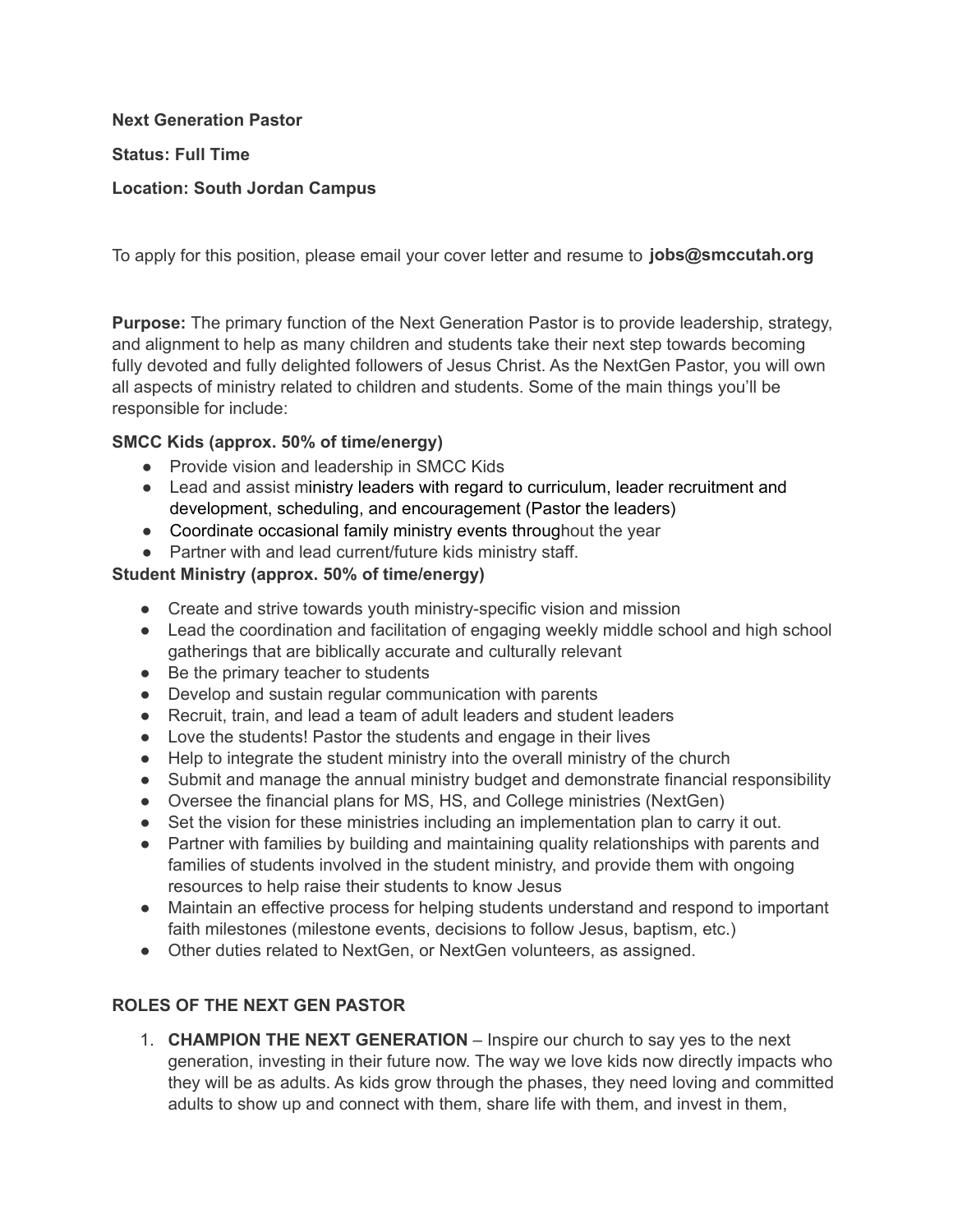**Next Generation Pastor**

**Status: Full Time**

**Location: South Jordan Campus**

To apply for this position, please email your cover letter and resume to **jobs@smccutah.org**

**Purpose:** The primary function of the Next Generation Pastor is to provide leadership, strategy, and alignment to help as many children and students take their next step towards becoming fully devoted and fully delighted followers of Jesus Christ. As the NextGen Pastor, you will own all aspects of ministry related to children and students. Some of the main things you'll be responsible for include:

**SMCC Kids (approx. 50% of time/energy)**

- Provide vision and leadership in SMCC Kids
- Lead and assist ministry leaders with regard to curriculum, leader recruitment and development, scheduling, and encouragement (Pastor the leaders)
- Coordinate occasional family ministry events throughout the year
- Partner with and lead current/future kids ministry staff.

**Student Ministry (approx. 50% of time/energy)**

- Create and strive towards youth ministry-specific vision and mission
- Lead the coordination and facilitation of engaging weekly middle school and high school gatherings that are biblically accurate and culturally relevant
- Be the primary teacher to students
- Develop and sustain regular communication with parents
- Recruit, train, and lead a team of adult leaders and student leaders
- Love the students! Pastor the students and engage in their lives
- Help to integrate the student ministry into the overall ministry of the church
- Submit and manage the annual ministry budget and demonstrate financial responsibility
- Oversee the financial plans for MS, HS, and College ministries (NextGen)
- Set the vision for these ministries including an implementation plan to carry it out.
- Partner with families by building and maintaining quality relationships with parents and families of students involved in the student ministry, and provide them with ongoing resources to help raise their students to know Jesus
- Maintain an effective process for helping students understand and respond to important faith milestones (milestone events, decisions to follow Jesus, baptism, etc.)
- Other duties related to NextGen, or NextGen volunteers, as assigned.

**ROLES OF THE NEXT GEN PASTOR**

1. **CHAMPION THE NEXT GENERATION** – Inspire our church to say yes to the next generation, investing in their future now. The way we love kids now directly impacts who they will be as adults. As kids grow through the phases, they need loving and committed adults to show up and connect with them, share life with them, and invest in them,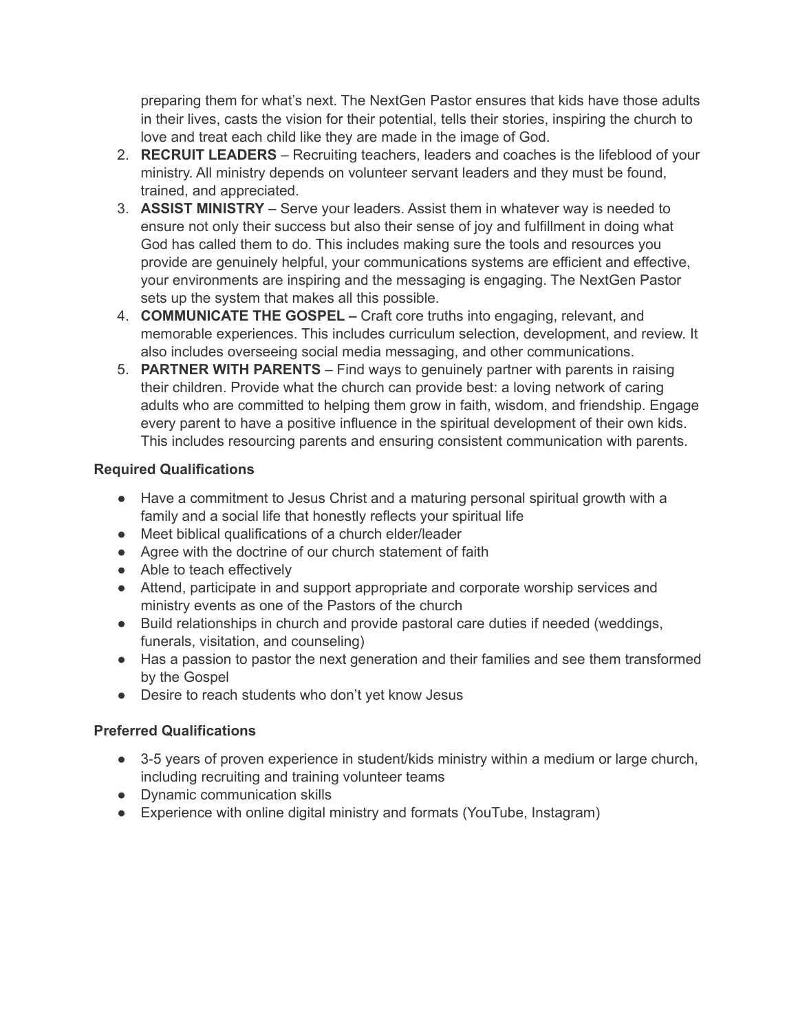preparing them for what's next. The NextGen Pastor ensures that kids have those adults in their lives, casts the vision for their potential, tells their stories, inspiring the church to love and treat each child like they are made in the image of God.

2. **RECRUIT LEADERS** – Recruiting teachers, leaders and coaches is the lifeblood of your ministry. All ministry depends on volunteer servant leaders and they must be found, trained, and appreciated.
3. **ASSIST MINISTRY** – Serve your leaders. Assist them in whatever way is needed to ensure not only their success but also their sense of joy and fulfillment in doing what God has called them to do. This includes making sure the tools and resources you provide are genuinely helpful, your communications systems are efficient and effective, your environments are inspiring and the messaging is engaging. The NextGen Pastor sets up the system that makes all this possible.
4. **COMMUNICATE THE GOSPEL –** Craft core truths into engaging, relevant, and memorable experiences. This includes curriculum selection, development, and review. It also includes overseeing social media messaging, and other communications.
5. **PARTNER WITH PARENTS** – Find ways to genuinely partner with parents in raising their children. Provide what the church can provide best: a loving network of caring adults who are committed to helping them grow in faith, wisdom, and friendship. Engage every parent to have a positive influence in the spiritual development of their own kids. This includes resourcing parents and ensuring consistent communication with parents.

**Required Qualifications**

- Have a commitment to Jesus Christ and a maturing personal spiritual growth with a family and a social life that honestly reflects your spiritual life
- Meet biblical qualifications of a church elder/leader
- Agree with the doctrine of our church statement of faith
- Able to teach effectively
- Attend, participate in and support appropriate and corporate worship services and ministry events as one of the Pastors of the church
- Build relationships in church and provide pastoral care duties if needed (weddings, funerals, visitation, and counseling)
- Has a passion to pastor the next generation and their families and see them transformed by the Gospel
- Desire to reach students who don't yet know Jesus

**Preferred Qualifications**

- 3-5 years of proven experience in student/kids ministry within a medium or large church, including recruiting and training volunteer teams
- Dynamic communication skills
- Experience with online digital ministry and formats (YouTube, Instagram)